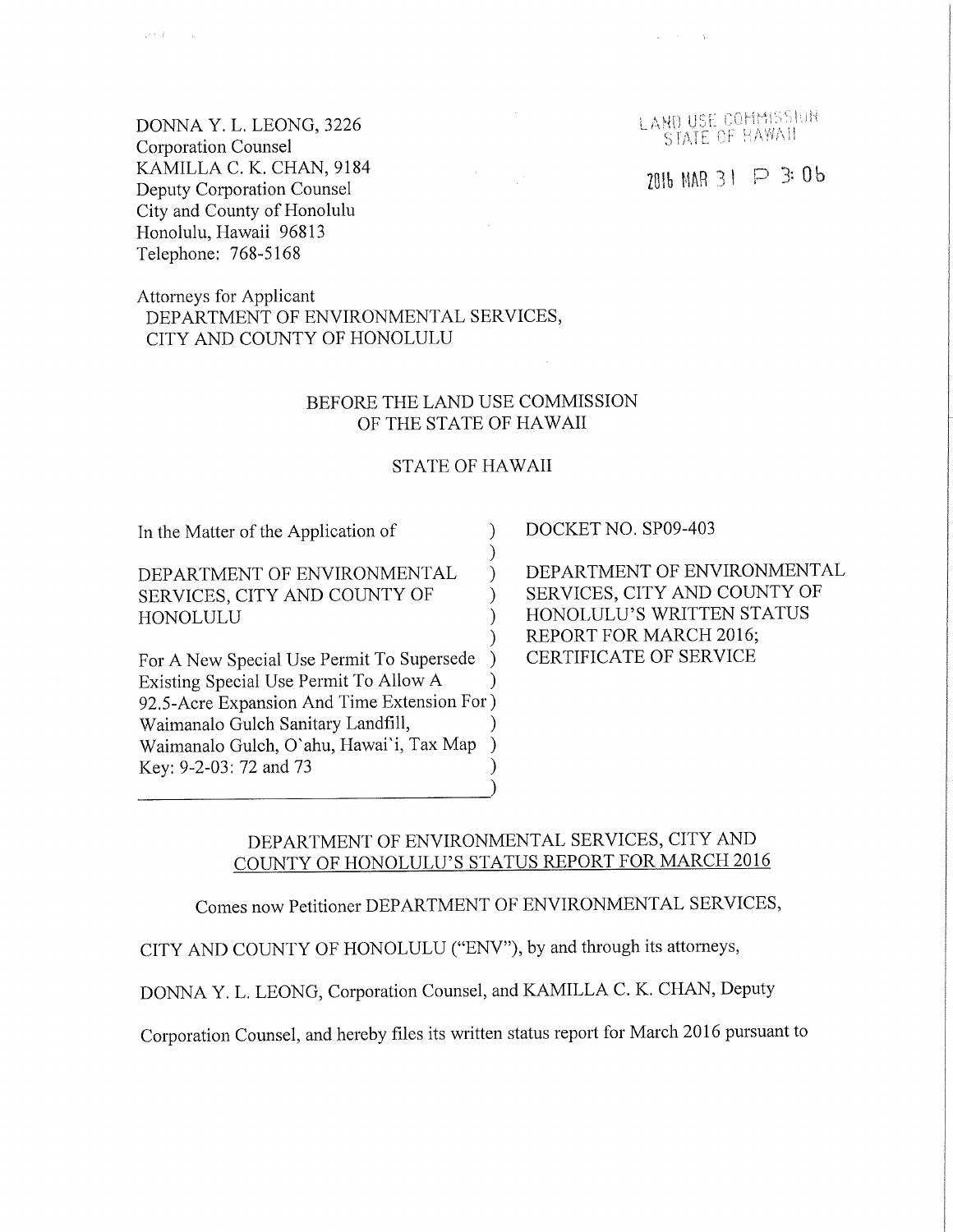DONNA Y. L. LEONG, 3226
Corporation Counsel
KAMILLA C. K. CHAN, 9184
Deputy Corporation Counsel
City and County of Honolulu
Honolulu, Hawaii 96813
Telephone: 768-5168

LAND USE COMMISSION
STATE OF HAWAII

2016 MAR 31 P 3: 06

Attorneys for Applicant
DEPARTMENT OF ENVIRONMENTAL SERVICES,
CITY AND COUNTY OF HONOLULU

BEFORE THE LAND USE COMMISSION
OF THE STATE OF HAWAII

STATE OF HAWAII

| In the Matter of the Application of | DOCKET NO. SP09-403 |
|---|---|
| DEPARTMENT OF ENVIRONMENTAL SERVICES, CITY AND COUNTY OF HONOLULU | DEPARTMENT OF ENVIRONMENTAL SERVICES, CITY AND COUNTY OF HONOLULU'S WRITTEN STATUS REPORT FOR MARCH 2016; CERTIFICATE OF SERVICE |
| For A New Special Use Permit To Supersede Existing Special Use Permit To Allow A 92.5-Acre Expansion And Time Extension For Waimanalo Gulch Sanitary Landfill, Waimanalo Gulch, O`ahu, Hawai`i, Tax Map Key: 9-2-03: 72 and 73 | |

DEPARTMENT OF ENVIRONMENTAL SERVICES, CITY AND COUNTY OF HONOLULU'S STATUS REPORT FOR MARCH 2016

Comes now Petitioner DEPARTMENT OF ENVIRONMENTAL SERVICES, CITY AND COUNTY OF HONOLULU ("ENV"), by and through its attorneys, DONNA Y. L. LEONG, Corporation Counsel, and KAMILLA C. K. CHAN, Deputy Corporation Counsel, and hereby files its written status report for March 2016 pursuant to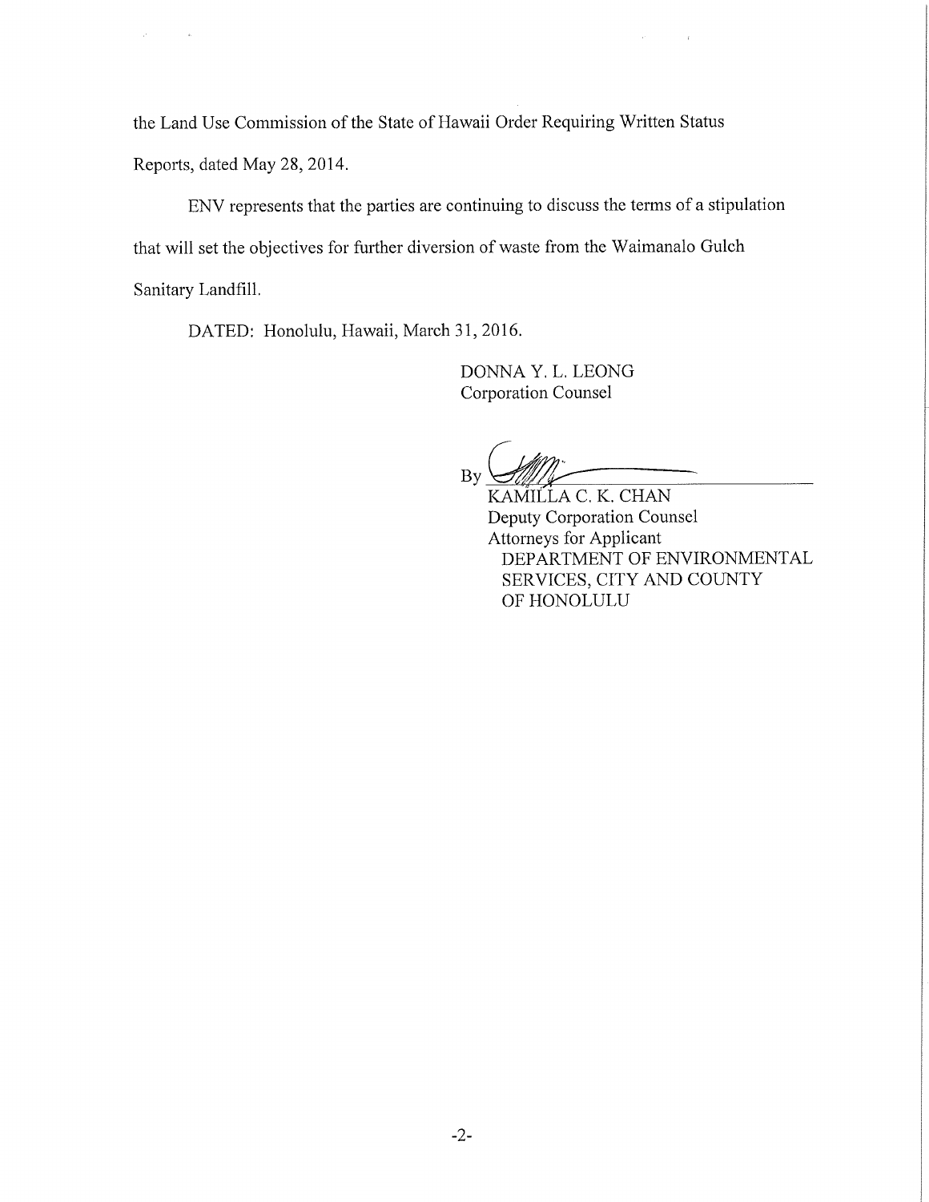the Land Use Commission of the State of Hawaii Order Requiring Written Status Reports, dated May 28, 2014.

ENV represents that the parties are continuing to discuss the terms of a stipulation that will set the objectives for further diversion of waste from the Waimanalo Gulch Sanitary Landfill.

DATED: Honolulu, Hawaii, March 31, 2016.

DONNA Y. L. LEONG  
Corporation Counsel

By ______________________________  
KAMILLA C. K. CHAN  
Deputy Corporation Counsel  
Attorneys for Applicant  
DEPARTMENT OF ENVIRONMENTAL SERVICES, CITY AND COUNTY OF HONOLULU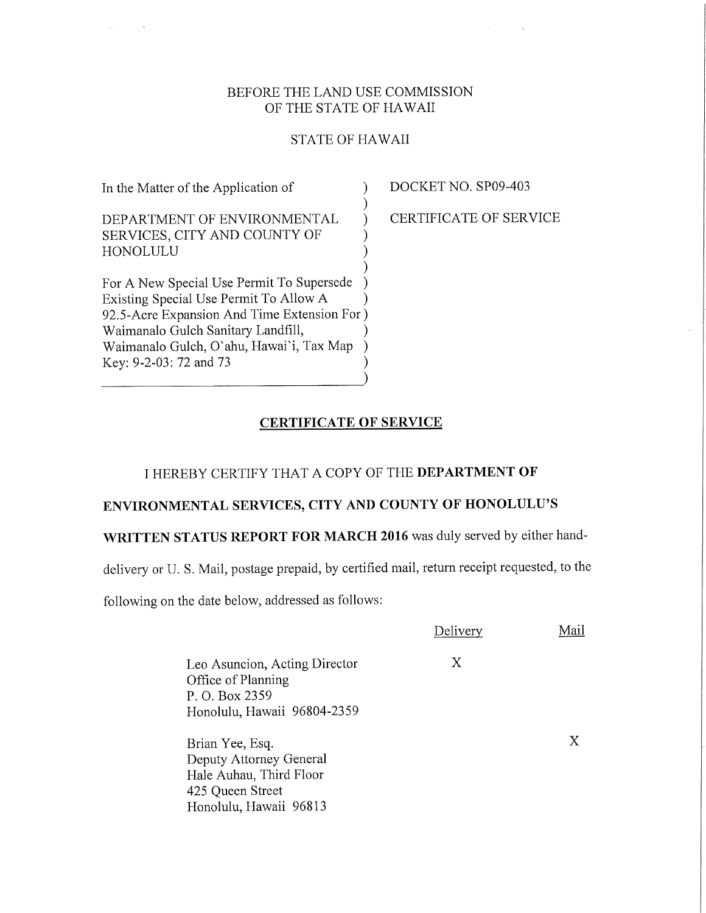BEFORE THE LAND USE COMMISSION
OF THE STATE OF HAWAII

STATE OF HAWAII

| | |
|---|---|
| In the Matter of the Application of<br><br>DEPARTMENT OF ENVIRONMENTAL SERVICES, CITY AND COUNTY OF HONOLULU<br><br>For A New Special Use Permit To Supersede Existing Special Use Permit To Allow A 92.5-Acre Expansion And Time Extension For Waimanalo Gulch Sanitary Landfill, Waimanalo Gulch, O`ahu, Hawai`i, Tax Map Key: 9-2-03: 72 and 73 | DOCKET NO. SP09-403<br><br>CERTIFICATE OF SERVICE |

## CERTIFICATE OF SERVICE

I HEREBY CERTIFY THAT A COPY OF THE **DEPARTMENT OF ENVIRONMENTAL SERVICES, CITY AND COUNTY OF HONOLULU'S WRITTEN STATUS REPORT FOR MARCH 2016** was duly served by either hand-delivery or U. S. Mail, postage prepaid, by certified mail, return receipt requested, to the following on the date below, addressed as follows:

| | Delivery | Mail |
|---|---|---|
| Leo Asuncion, Acting Director<br>Office of Planning<br>P. O. Box 2359<br>Honolulu, Hawaii 96804-2359 | X | |
| Brian Yee, Esq.<br>Deputy Attorney General<br>Hale Auhau, Third Floor<br>425 Queen Street<br>Honolulu, Hawaii 96813 | | X |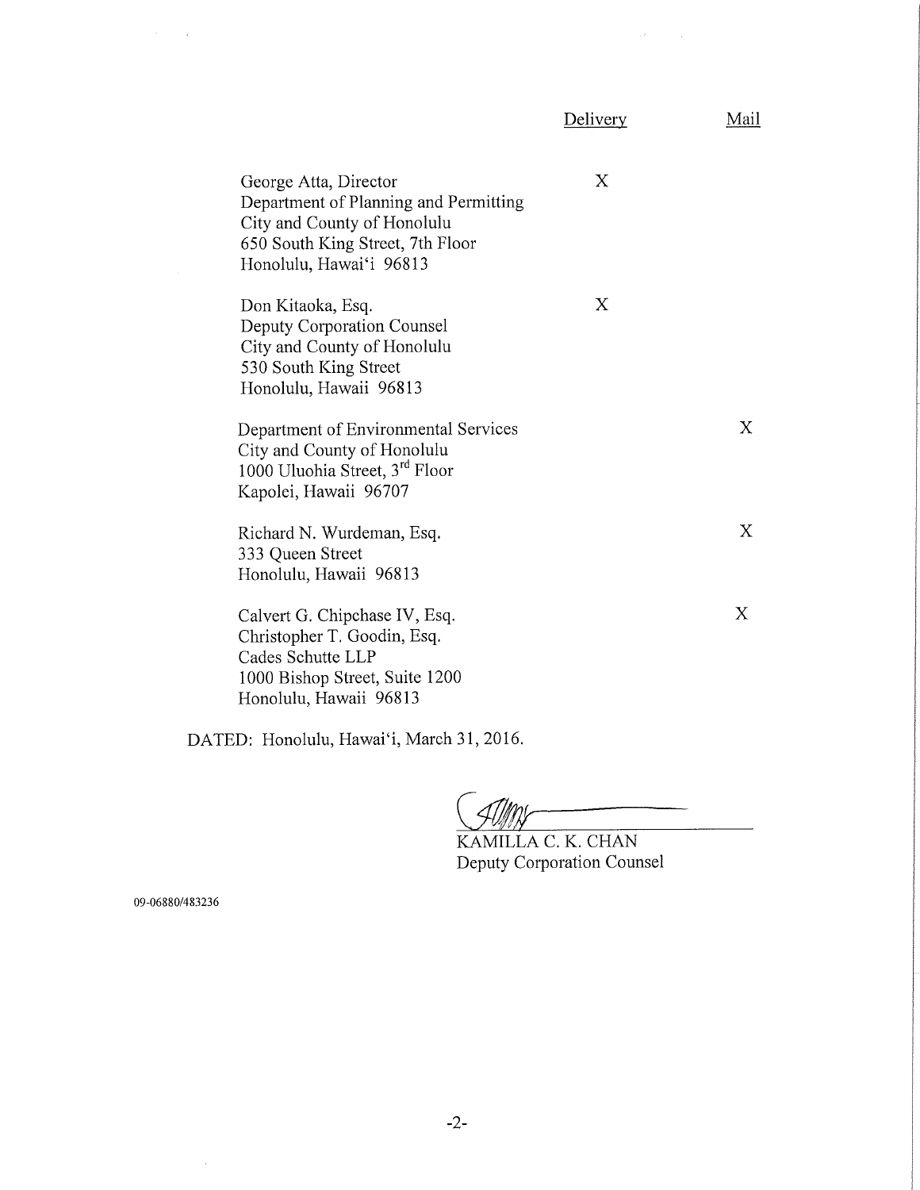| | Delivery | Mail |
|---|---|---|
| George Atta, Director<br>Department of Planning and Permitting<br>City and County of Honolulu<br>650 South King Street, 7th Floor<br>Honolulu, Hawai'i 96813 | X | |
| Don Kitaoka, Esq.<br>Deputy Corporation Counsel<br>City and County of Honolulu<br>530 South King Street<br>Honolulu, Hawaii 96813 | X | |
| Department of Environmental Services<br>City and County of Honolulu<br>1000 Uluohia Street, 3rd Floor<br>Kapolei, Hawaii 96707 | | X |
| Richard N. Wurdeman, Esq.<br>333 Queen Street<br>Honolulu, Hawaii 96813 | | X |
| Calvert G. Chipchase IV, Esq.<br>Christopher T. Goodin, Esq.<br>Cades Schutte LLP<br>1000 Bishop Street, Suite 1200<br>Honolulu, Hawaii 96813 | | X |

DATED: Honolulu, Hawai'i, March 31, 2016.

KAMILLA C. K. CHAN
Deputy Corporation Counsel

09-06880/483236